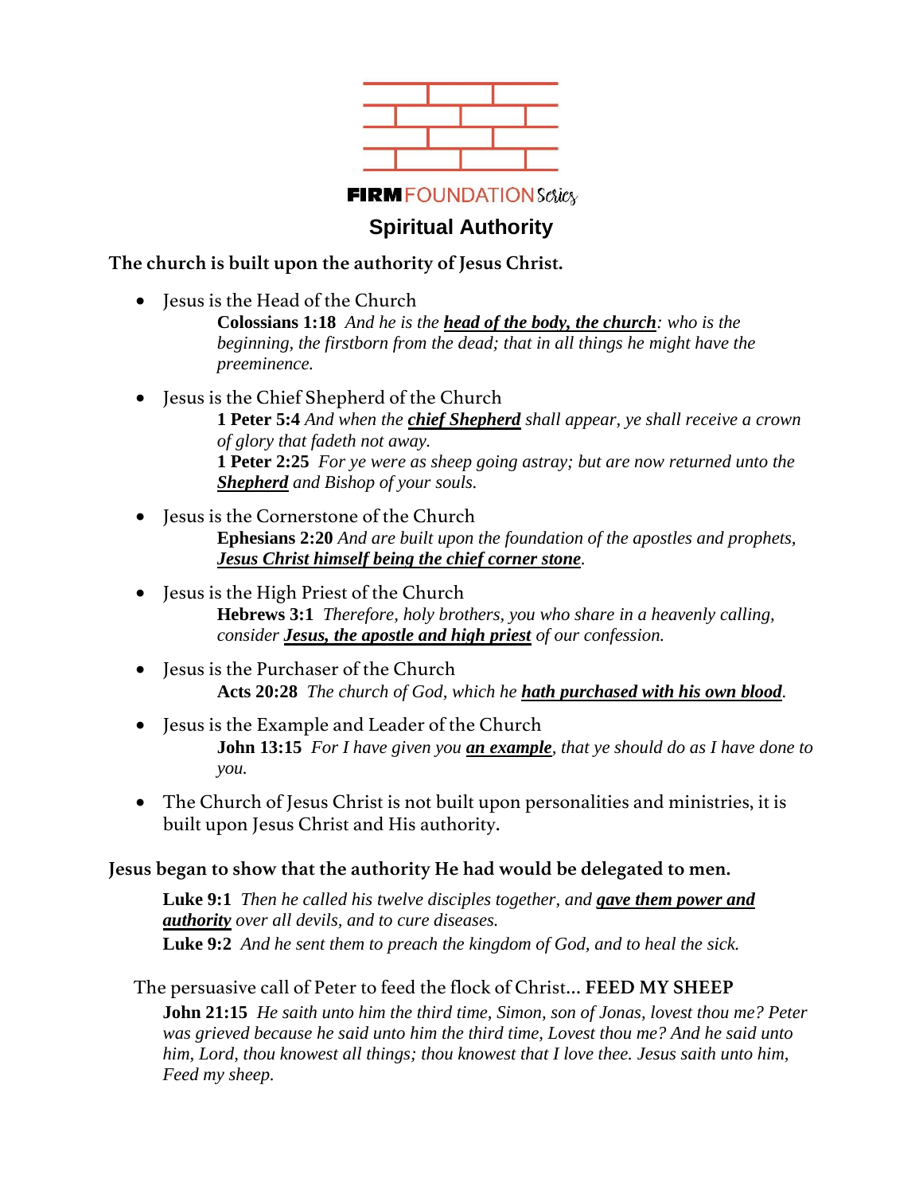**FIRM** FOUNDATION *Series*

# Spiritual Authority

## The church is built upon the authority of Jesus Christ.

- Jesus is the Head of the Church

  **Colossians 1:18** *And he is the **head of the body, the church**: who is the beginning, the firstborn from the dead; that in all things he might have the preeminence.*

- Jesus is the Chief Shepherd of the Church

  **1 Peter 5:4** *And when the **chief Shepherd** shall appear, ye shall receive a crown of glory that fadeth not away.*

  **1 Peter 2:25** *For ye were as sheep going astray; but are now returned unto the **Shepherd** and Bishop of your souls.*

- Jesus is the Cornerstone of the Church

  **Ephesians 2:20** *And are built upon the foundation of the apostles and prophets, **Jesus Christ himself being the chief corner stone**.*

- Jesus is the High Priest of the Church

  **Hebrews 3:1** *Therefore, holy brothers, you who share in a heavenly calling, consider **Jesus, the apostle and high priest** of our confession.*

- Jesus is the Purchaser of the Church

  **Acts 20:28** *The church of God, which he **hath purchased with his own blood**.*

- Jesus is the Example and Leader of the Church

  **John 13:15** *For I have given you **an example**, that ye should do as I have done to you.*

- The Church of Jesus Christ is not built upon personalities and ministries, it is built upon Jesus Christ and His authority.

## Jesus began to show that the authority He had would be delegated to men.

**Luke 9:1** *Then he called his twelve disciples together, and **gave them power and authority** over all devils, and to cure diseases.*

**Luke 9:2** *And he sent them to preach the kingdom of God, and to heal the sick.*

The persuasive call of Peter to feed the flock of Christ... **FEED MY SHEEP**

**John 21:15** *He saith unto him the third time, Simon, son of Jonas, lovest thou me? Peter was grieved because he said unto him the third time, Lovest thou me? And he said unto him, Lord, thou knowest all things; thou knowest that I love thee. Jesus saith unto him, Feed my sheep.*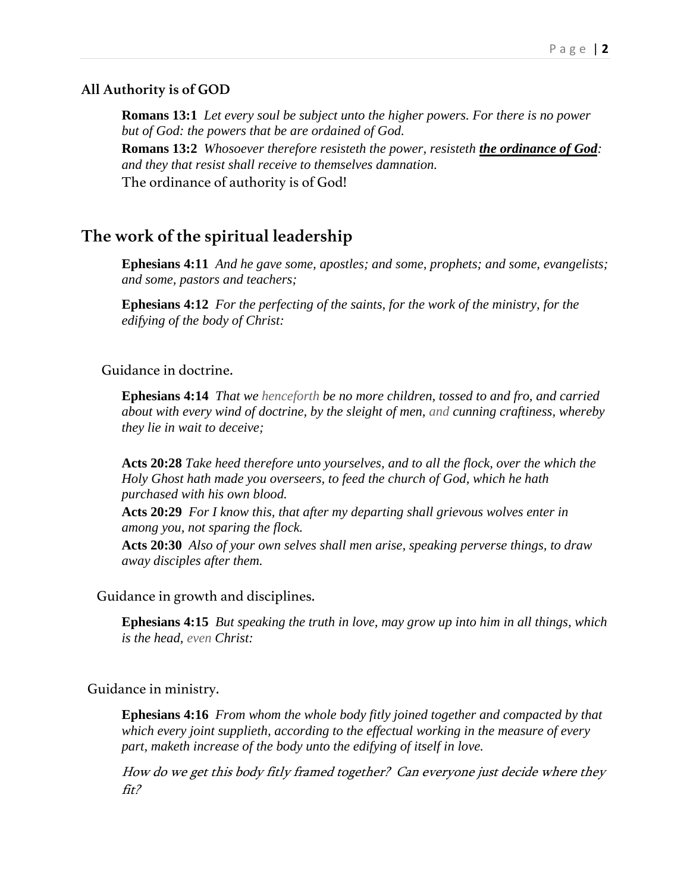### All Authority is of GOD

**Romans 13:1** *Let every soul be subject unto the higher powers. For there is no power but of God: the powers that be are ordained of God.*
**Romans 13:2** *Whosoever therefore resisteth the power, resisteth **the ordinance of God**: and they that resist shall receive to themselves damnation.*
The ordinance of authority is of God!

## The work of the spiritual leadership

**Ephesians 4:11** *And he gave some, apostles; and some, prophets; and some, evangelists; and some, pastors and teachers;*

**Ephesians 4:12** *For the perfecting of the saints, for the work of the ministry, for the edifying of the body of Christ:*

Guidance in doctrine.

**Ephesians 4:14** *That we henceforth be no more children, tossed to and fro, and carried about with every wind of doctrine, by the sleight of men, and cunning craftiness, whereby they lie in wait to deceive;*

**Acts 20:28** *Take heed therefore unto yourselves, and to all the flock, over the which the Holy Ghost hath made you overseers, to feed the church of God, which he hath purchased with his own blood.*
**Acts 20:29** *For I know this, that after my departing shall grievous wolves enter in among you, not sparing the flock.*
**Acts 20:30** *Also of your own selves shall men arise, speaking perverse things, to draw away disciples after them.*

Guidance in growth and disciplines.

**Ephesians 4:15** *But speaking the truth in love, may grow up into him in all things, which is the head, even Christ:*

Guidance in ministry.

**Ephesians 4:16** *From whom the whole body fitly joined together and compacted by that which every joint supplieth, according to the effectual working in the measure of every part, maketh increase of the body unto the edifying of itself in love.*

*How do we get this body fitly framed together? Can everyone just decide where they fit?*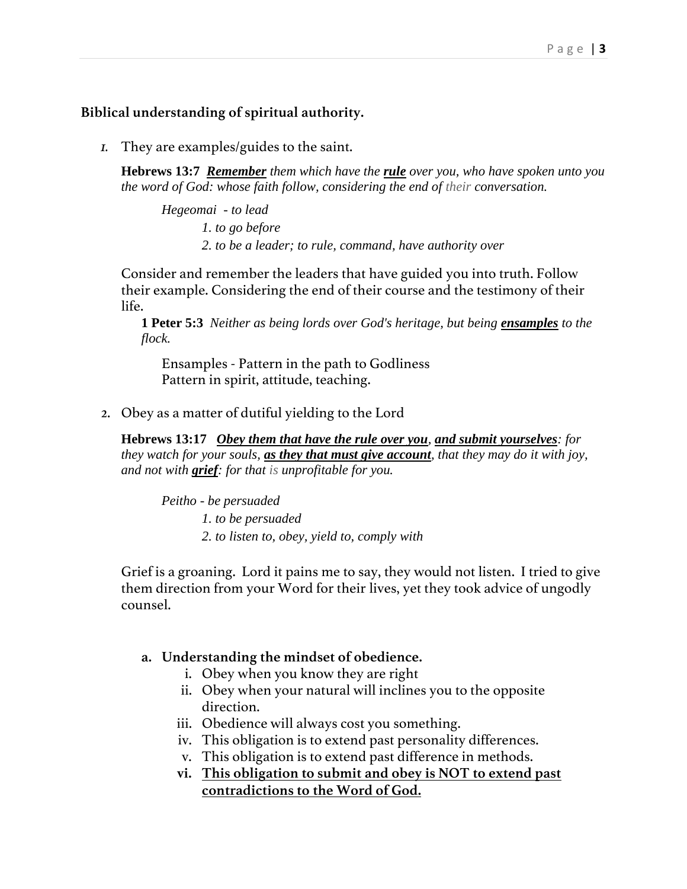**Biblical understanding of spiritual authority.**

1. They are examples/guides to the saint.

   **Hebrews 13:7** ***Remember*** *them which have the* ***rule*** *over you, who have spoken unto you the word of God: whose faith follow, considering the end of their conversation.*

   *Hegeomai - to lead*

   *1. to go before*

   *2. to be a leader; to rule, command, have authority over*

   Consider and remember the leaders that have guided you into truth. Follow their example. Considering the end of their course and the testimony of their life.

   **1 Peter 5:3** *Neither as being lords over God's heritage, but being* ***ensamples*** *to the flock.*

   Ensamples - Pattern in the path to Godliness
   Pattern in spirit, attitude, teaching.

2. Obey as a matter of dutiful yielding to the Lord

   **Hebrews 13:17** ***Obey them that have the rule over you***, ***and submit yourselves****: for they watch for your souls,* ***as they that must give account****, that they may do it with joy, and not with* ***grief****: for that is unprofitable for you.*

   *Peitho - be persuaded*

   *1. to be persuaded*

   *2. to listen to, obey, yield to, comply with*

   Grief is a groaning. Lord it pains me to say, they would not listen. I tried to give them direction from your Word for their lives, yet they took advice of ungodly counsel.

   a. **Understanding the mindset of obedience.**
      i. Obey when you know they are right
      ii. Obey when your natural will inclines you to the opposite direction.
      iii. Obedience will always cost you something.
      iv. This obligation is to extend past personality differences.
      v. This obligation is to extend past difference in methods.
      vi. **This obligation to submit and obey is NOT to extend past contradictions to the Word of God.**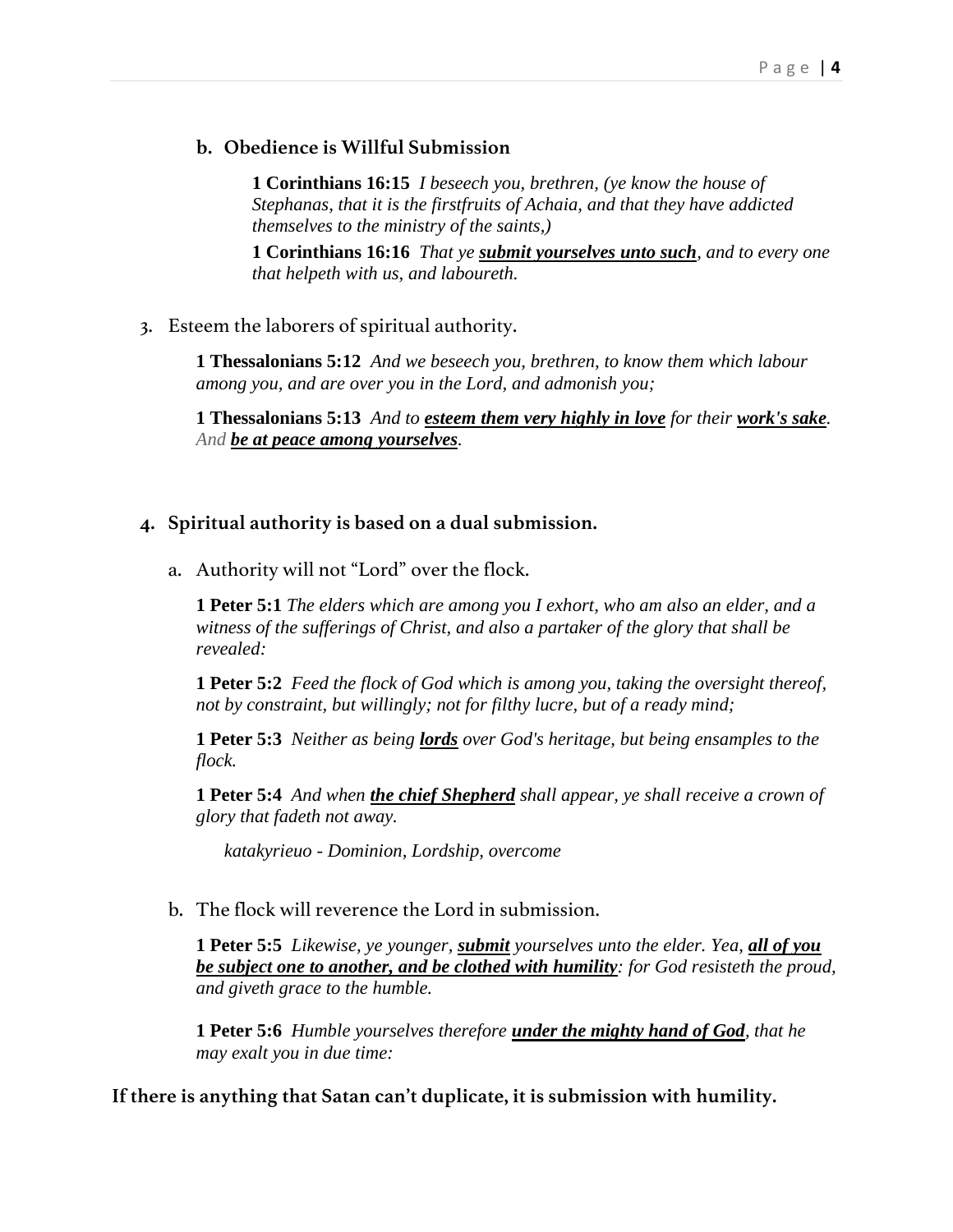**b. Obedience is Willful Submission**

> **1 Corinthians 16:15** *I beseech you, brethren, (ye know the house of Stephanas, that it is the firstfruits of Achaia, and that they have addicted themselves to the ministry of the saints,)*
>
> **1 Corinthians 16:16** *That ye **<u>submit yourselves unto such</u>**, and to every one that helpeth with us, and laboureth.*

3. Esteem the laborers of spiritual authority.

   **1 Thessalonians 5:12** *And we beseech you, brethren, to know them which labour among you, and are over you in the Lord, and admonish you;*

   **1 Thessalonians 5:13** *And to **<u>esteem them very highly in love</u>** for their **<u>work's sake</u>**. And **<u>be at peace among yourselves</u>**.*

4. **Spiritual authority is based on a dual submission.**

   a. Authority will not "Lord" over the flock.

   **1 Peter 5:1** *The elders which are among you I exhort, who am also an elder, and a witness of the sufferings of Christ, and also a partaker of the glory that shall be revealed:*

   **1 Peter 5:2** *Feed the flock of God which is among you, taking the oversight thereof, not by constraint, but willingly; not for filthy lucre, but of a ready mind;*

   **1 Peter 5:3** *Neither as being **<u>lords</u>** over God's heritage, but being ensamples to the flock.*

   **1 Peter 5:4** *And when **<u>the chief Shepherd</u>** shall appear, ye shall receive a crown of glory that fadeth not away.*

   *katakyrieuo - Dominion, Lordship, overcome*

   b. The flock will reverence the Lord in submission.

   **1 Peter 5:5** *Likewise, ye younger, **<u>submit</u>** yourselves unto the elder. Yea, **<u>all of you be subject one to another, and be clothed with humility</u>**: for God resisteth the proud, and giveth grace to the humble.*

   **1 Peter 5:6** *Humble yourselves therefore **<u>under the mighty hand of God</u>**, that he may exalt you in due time:*

**If there is anything that Satan can't duplicate, it is submission with humility.**